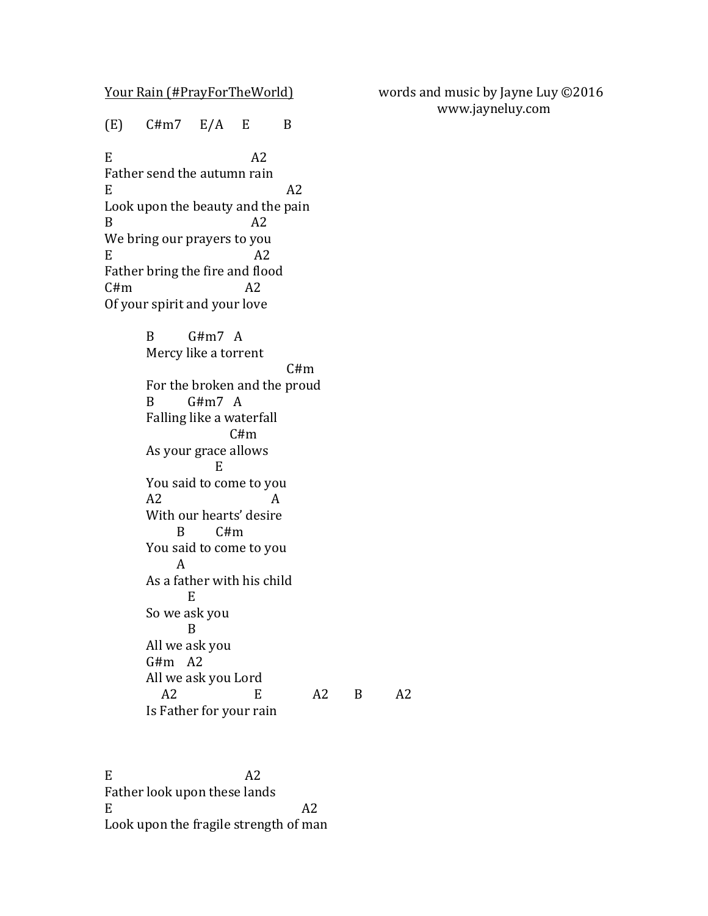Your Rain (#PrayForTheWorld)

words and music by Jayne Luy ©2016
www.jayneluy.com

```
(E)     C#m7    E/A    E       B

E                              A2
Father send the autumn rain
E                                       A2
Look upon the beauty and the pain
B                              A2
We bring our prayers to you
E                              A2
Father bring the fire and flood
C#m                          A2
Of your spirit and your love

        B        G#m7   A
        Mercy like a torrent
                                     C#m
        For the broken and the proud
        B        G#m7   A
        Falling like a waterfall
                      C#m
        As your grace allows
                    E
        You said to come to you
        A2                        A
        With our hearts' desire
              B        C#m
        You said to come to you
              A
        As a father with his child
                 E
        So we ask you
                 B
        All we ask you
        G#m    A2
        All we ask you Lord
           A2                  E            A2       B         A2
        Is Father for your rain


E                              A2
Father look upon these lands
E                                          A2
Look upon the fragile strength of man
```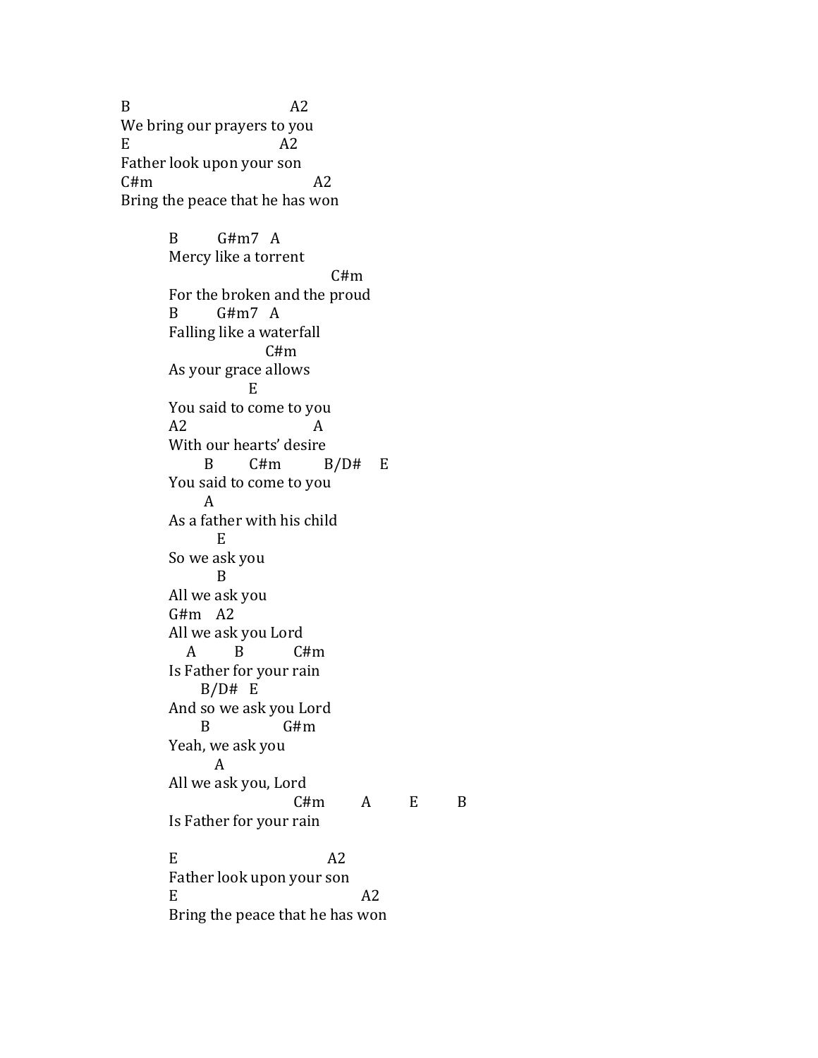```
B                                   A2
We bring our prayers to you
E                                 A2
Father look upon your son
C#m                                  A2
Bring the peace that he has won

          B        G#m7   A
          Mercy like a torrent
                                  C#m
          For the broken and the proud
          B        G#m7   A
          Falling like a waterfall
                      C#m
          As your grace allows
                   E
          You said to come to you
          A2                        A
          With our hearts' desire
                 B        C#m        B/D#     E
          You said to come to you
                 A
          As a father with his child
                   E
          So we ask you
                   B
          All we ask you
          G#m    A2
          All we ask you Lord
              A        B          C#m
          Is Father for your rain
                B/D#   E
          And so we ask you Lord
                B                G#m
          Yeah, we ask you
                   A
          All we ask you, Lord
                                  C#m        A        E        B
          Is Father for your rain

          E                              A2
          Father look upon your son
          E                                    A2
          Bring the peace that he has won
```